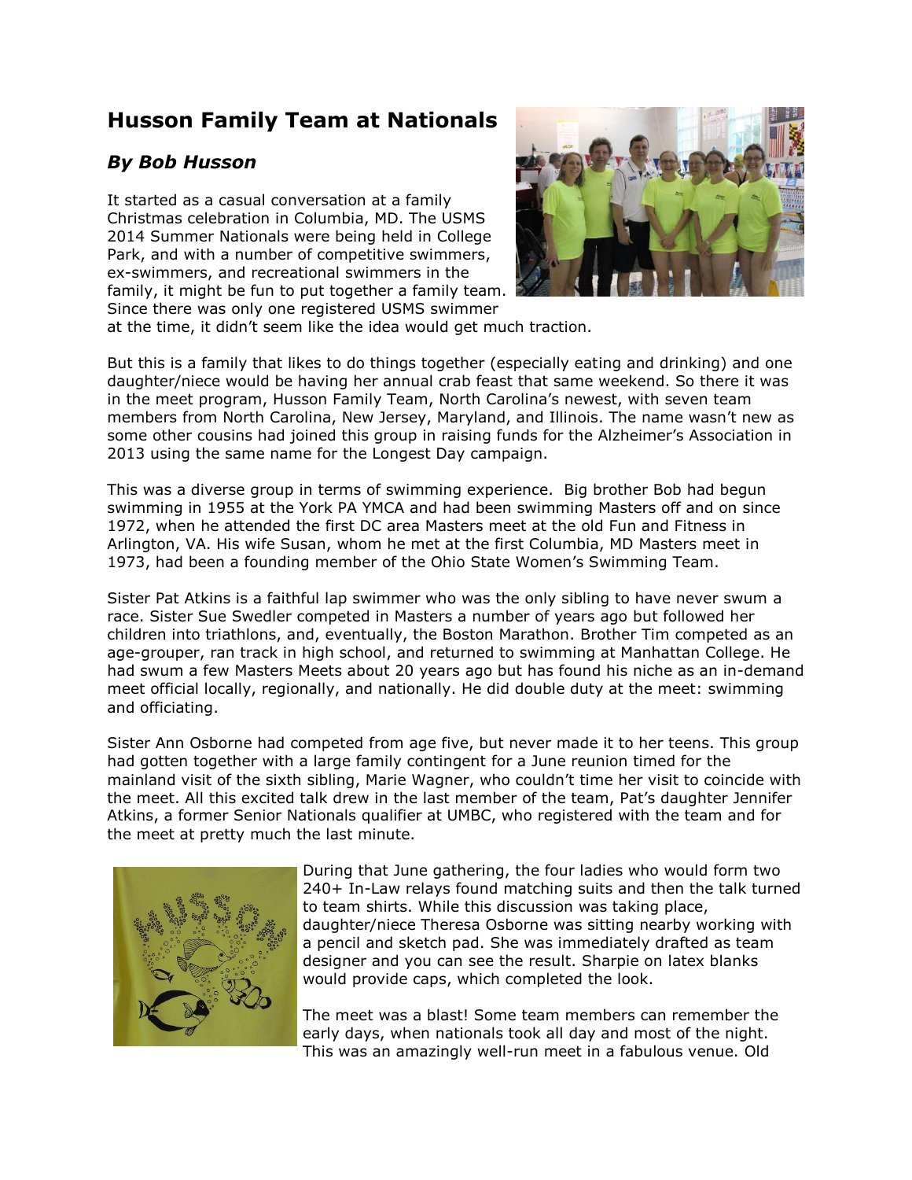# Husson Family Team at Nationals

## *By Bob Husson*

It started as a casual conversation at a family Christmas celebration in Columbia, MD. The USMS 2014 Summer Nationals were being held in College Park, and with a number of competitive swimmers, ex-swimmers, and recreational swimmers in the family, it might be fun to put together a family team. Since there was only one registered USMS swimmer at the time, it didn't seem like the idea would get much traction.

But this is a family that likes to do things together (especially eating and drinking) and one daughter/niece would be having her annual crab feast that same weekend. So there it was in the meet program, Husson Family Team, North Carolina's newest, with seven team members from North Carolina, New Jersey, Maryland, and Illinois. The name wasn't new as some other cousins had joined this group in raising funds for the Alzheimer's Association in 2013 using the same name for the Longest Day campaign.

This was a diverse group in terms of swimming experience. Big brother Bob had begun swimming in 1955 at the York PA YMCA and had been swimming Masters off and on since 1972, when he attended the first DC area Masters meet at the old Fun and Fitness in Arlington, VA. His wife Susan, whom he met at the first Columbia, MD Masters meet in 1973, had been a founding member of the Ohio State Women's Swimming Team.

Sister Pat Atkins is a faithful lap swimmer who was the only sibling to have never swum a race. Sister Sue Swedler competed in Masters a number of years ago but followed her children into triathlons, and, eventually, the Boston Marathon. Brother Tim competed as an age-grouper, ran track in high school, and returned to swimming at Manhattan College. He had swum a few Masters Meets about 20 years ago but has found his niche as an in-demand meet official locally, regionally, and nationally. He did double duty at the meet: swimming and officiating.

Sister Ann Osborne had competed from age five, but never made it to her teens. This group had gotten together with a large family contingent for a June reunion timed for the mainland visit of the sixth sibling, Marie Wagner, who couldn't time her visit to coincide with the meet. All this excited talk drew in the last member of the team, Pat's daughter Jennifer Atkins, a former Senior Nationals qualifier at UMBC, who registered with the team and for the meet at pretty much the last minute.

During that June gathering, the four ladies who would form two 240+ In-Law relays found matching suits and then the talk turned to team shirts. While this discussion was taking place, daughter/niece Theresa Osborne was sitting nearby working with a pencil and sketch pad. She was immediately drafted as team designer and you can see the result. Sharpie on latex blanks would provide caps, which completed the look.

The meet was a blast! Some team members can remember the early days, when nationals took all day and most of the night. This was an amazingly well-run meet in a fabulous venue. Old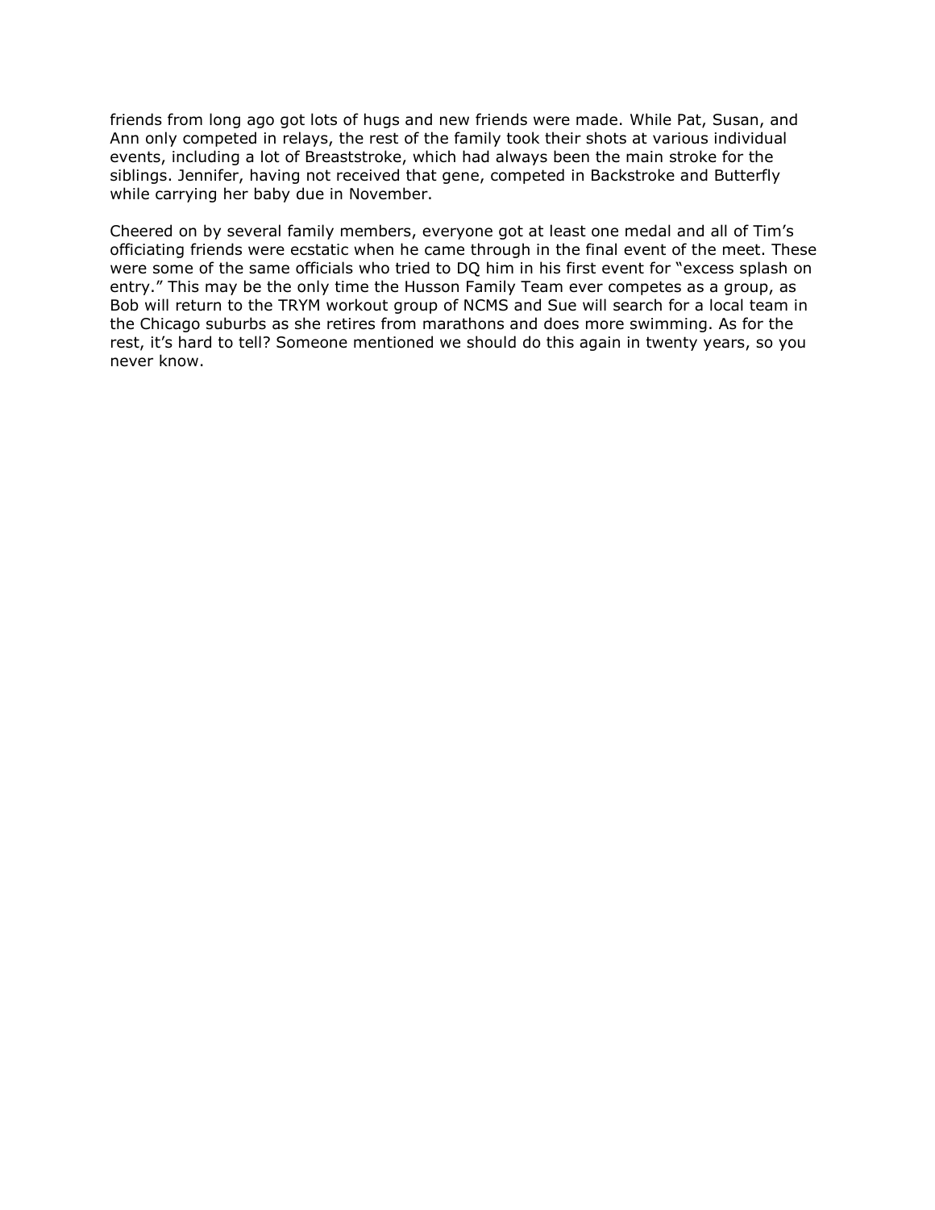friends from long ago got lots of hugs and new friends were made. While Pat, Susan, and Ann only competed in relays, the rest of the family took their shots at various individual events, including a lot of Breaststroke, which had always been the main stroke for the siblings. Jennifer, having not received that gene, competed in Backstroke and Butterfly while carrying her baby due in November.

Cheered on by several family members, everyone got at least one medal and all of Tim's officiating friends were ecstatic when he came through in the final event of the meet. These were some of the same officials who tried to DQ him in his first event for "excess splash on entry." This may be the only time the Husson Family Team ever competes as a group, as Bob will return to the TRYM workout group of NCMS and Sue will search for a local team in the Chicago suburbs as she retires from marathons and does more swimming. As for the rest, it's hard to tell? Someone mentioned we should do this again in twenty years, so you never know.